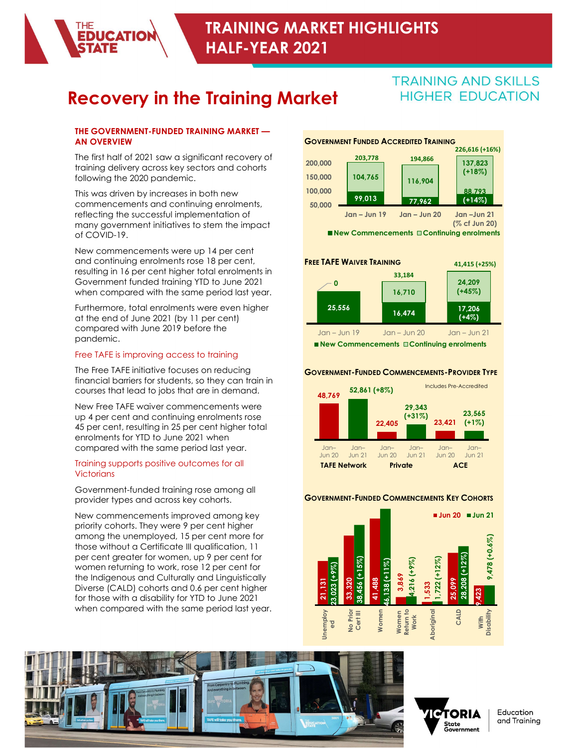# TRAINING MARKET HIGHLIGHTS HALF-YEAR 2021

TRAINING AND SKILLS HIGHER EDUCATION

## Recovery in the Training Market

### THE GOVERNMENT-FUNDED TRAINING MARKET — AN OVERVIEW

The first half of 2021 saw a significant recovery of training delivery across key sectors and cohorts following the 2020 pandemic.

This was driven by increases in both new commencements and continuing enrolments, reflecting the successful implementation of many government initiatives to stem the impact of COVID-19.

New commencements were up 14 per cent and continuing enrolments rose 18 per cent, resulting in 16 per cent higher total enrolments in Government funded training YTD to June 2021 when compared with the same period last year.

Furthermore, total enrolments were even higher at the end of June 2021 (by 11 per cent) compared with June 2019 before the pandemic.

### Free TAFE is improving access to training

The Free TAFE initiative focuses on reducing financial barriers for students, so they can train in courses that lead to jobs that are in demand.

New Free TAFE waiver commencements were up 4 per cent and continuing enrolments rose 45 per cent, resulting in 25 per cent higher total enrolments for YTD to June 2021 when compared with the same period last year.

### Training supports positive outcomes for all Victorians

Government-funded training rose among all provider types and across key cohorts.

New commencements improved among key priority cohorts. They were 9 per cent higher among the unemployed, 15 per cent more for those without a Certificate III qualification, 11 per cent greater for women, up 9 per cent for women returning to work, rose 12 per cent for the Indigenous and Culturally and Linguistically Diverse (CALD) cohorts and 0.6 per cent higher for those with a disability for YTD to June 2021 when compared with the same period last year.

### Government Funded Accredited Training

| | Jan – Jun 19 | Jan – Jun 20 | Jan – Jun 21 (% cf Jun 20) |
|---|---|---|---|
| New Commencements | 99,013 | 77,962 | 88,793 (+14%) |
| Continuing enrolments | 104,765 | 116,904 | 137,823 (+18%) |
| Total | 203,778 | 194,866 | 226,616 (+16%) |

### Free TAFE Waiver Training

| | Jan – Jun 19 | Jan – Jun 20 | Jan – Jun 21 |
|---|---|---|---|
| New Commencements | 25,556 | 16,474 | 17,206 (+4%) |
| Continuing enrolments | 0 | 16,710 | 24,209 (+45%) |
| Total | | 33,184 | 41,415 (+25%) |

### Government-Funded Commencements - Provider Type

Includes Pre-Accredited

| Provider | Jan–Jun 20 | Jan–Jun 21 |
|---|---|---|
| TAFE Network | 48,769 | 52,861 (+8%) |
| Private | 22,405 | 29,343 (+31%) |
| ACE | 23,421 | 23,565 (+1%) |

### Government-Funded Commencements Key Cohorts

| Cohort | Jun 20 | Jun 21 |
|---|---|---|
| Unemployed | 21,131 | 23,023 (+9%) |
| No Prior Cert III | 33,320 | 38,456 (+15%) |
| Women | 41,488 | 46,138 (+11%) |
| Women Return to Work | 3,869 | 4,216 (+9%) |
| Aboriginal | 1,533 | 1,722 (+12%) |
| CALD | 25,099 | 28,208 (+12%) |
| With Disability | 9,423 | 9,478 (+0.6%) |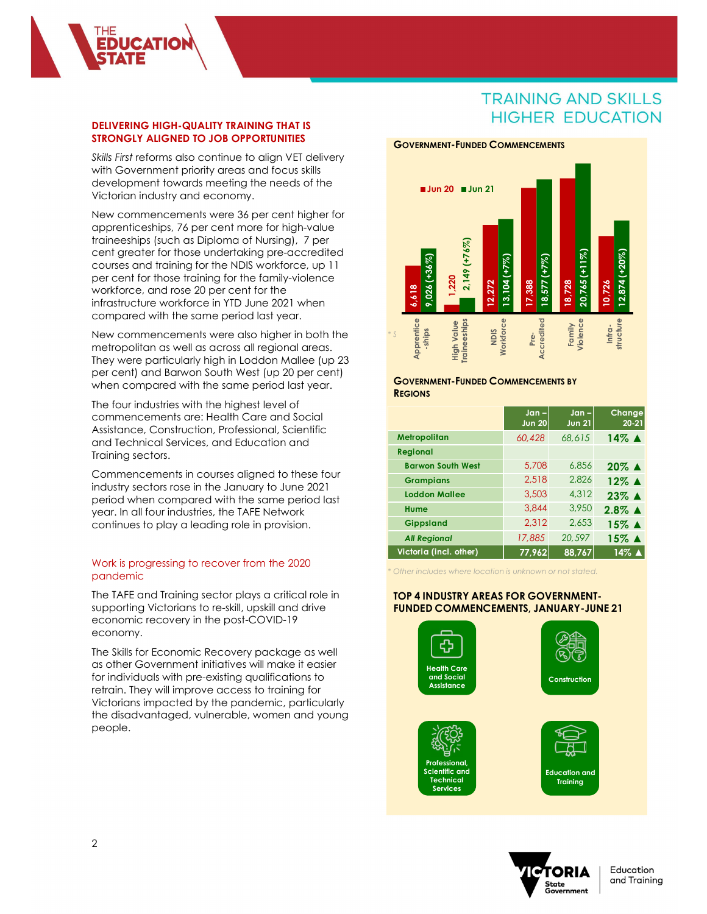# TRAINING AND SKILLS HIGHER EDUCATION

## DELIVERING HIGH-QUALITY TRAINING THAT IS STRONGLY ALIGNED TO JOB OPPORTUNITIES

*Skills First* reforms also continue to align VET delivery with Government priority areas and focus skills development towards meeting the needs of the Victorian industry and economy.

New commencements were 36 per cent higher for apprenticeships, 76 per cent more for high-value traineeships (such as Diploma of Nursing), 7 per cent greater for those undertaking pre-accredited courses and training for the NDIS workforce, up 11 per cent for those training for the family-violence workforce, and rose 20 per cent for the infrastructure workforce in YTD June 2021 when compared with the same period last year.

New commencements were also higher in both the metropolitan as well as across all regional areas. They were particularly high in Loddon Mallee (up 23 per cent) and Barwon South West (up 20 per cent) when compared with the same period last year.

The four industries with the highest level of commencements are: Health Care and Social Assistance, Construction, Professional, Scientific and Technical Services, and Education and Training sectors.

Commencements in courses aligned to these four industry sectors rose in the January to June 2021 period when compared with the same period last year. In all four industries, the TAFE Network continues to play a leading role in provision.

### Work is progressing to recover from the 2020 pandemic

The TAFE and Training sector plays a critical role in supporting Victorians to re-skill, upskill and drive economic recovery in the post-COVID-19 economy.

The Skills for Economic Recovery package as well as other Government initiatives will make it easier for individuals with pre-existing qualifications to retrain. They will improve access to training for Victorians impacted by the pandemic, particularly the disadvantaged, vulnerable, women and young people.

### GOVERNMENT-FUNDED COMMENCEMENTS

| | Jun 20 | Jun 21 |
|---|---|---|
| Apprentice-ships | 6,618 | 9,026 (+36%) |
| High Value Traineeships | 1,220 | 2,149 (+76%) |
| NDIS Workforce | 12,272 | 13,104 (+7%) |
| Pre-Accredited | 17,388 | 18,577 (+7%) |
| Family Violence | 18,728 | 20,765 (+11%) |
| Infra-structure | 10,726 | 12,874 (+20%) |

### GOVERNMENT-FUNDED COMMENCEMENTS BY REGIONS

| | Jan – Jun 20 | Jan – Jun 21 | Change 20-21 |
|---|---|---|---|
| Metropolitan | 60,428 | 68,615 | 14% ▲ |
| Regional | | | |
| Barwon South West | 5,708 | 6,856 | 20% ▲ |
| Grampians | 2,518 | 2,826 | 12% ▲ |
| Loddon Mallee | 3,503 | 4,312 | 23% ▲ |
| Hume | 3,844 | 3,950 | 2.8% ▲ |
| Gippsland | 2,312 | 2,653 | 15% ▲ |
| *All Regional* | 17,885 | 20,597 | 15% ▲ |
| Victoria (incl. other) | 77,962 | 88,767 | 14% ▲ |

\* Other includes where location is unknown or not stated.

### TOP 4 INDUSTRY AREAS FOR GOVERNMENT-FUNDED COMMENCEMENTS, JANUARY-JUNE 21

- Health Care and Social Assistance
- Construction
- Professional, Scientific and Technical Services
- Education and Training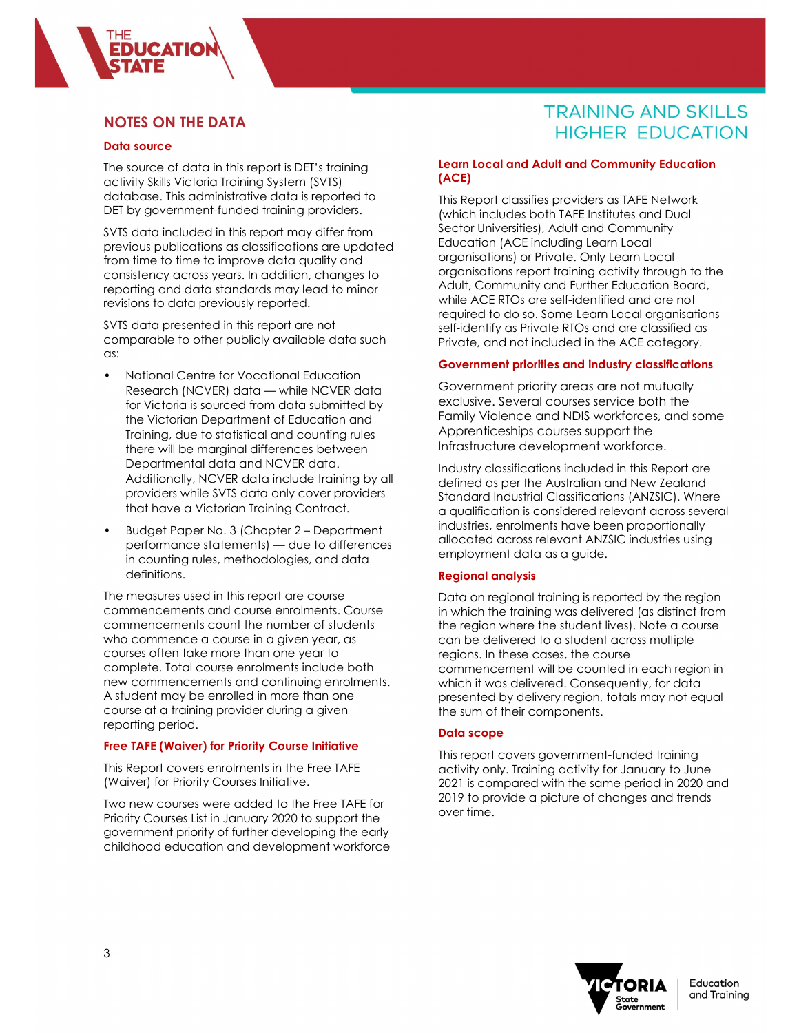# NOTES ON THE DATA

## Data source

The source of data in this report is DET's training activity Skills Victoria Training System (SVTS) database. This administrative data is reported to DET by government-funded training providers.

SVTS data included in this report may differ from previous publications as classifications are updated from time to time to improve data quality and consistency across years. In addition, changes to reporting and data standards may lead to minor revisions to data previously reported.

SVTS data presented in this report are not comparable to other publicly available data such as:

- National Centre for Vocational Education Research (NCVER) data — while NCVER data for Victoria is sourced from data submitted by the Victorian Department of Education and Training, due to statistical and counting rules there will be marginal differences between Departmental data and NCVER data. Additionally, NCVER data include training by all providers while SVTS data only cover providers that have a Victorian Training Contract.
- Budget Paper No. 3 (Chapter 2 – Department performance statements) — due to differences in counting rules, methodologies, and data definitions.

The measures used in this report are course commencements and course enrolments. Course commencements count the number of students who commence a course in a given year, as courses often take more than one year to complete. Total course enrolments include both new commencements and continuing enrolments. A student may be enrolled in more than one course at a training provider during a given reporting period.

## Free TAFE (Waiver) for Priority Course Initiative

This Report covers enrolments in the Free TAFE (Waiver) for Priority Courses Initiative.

Two new courses were added to the Free TAFE for Priority Courses List in January 2020 to support the government priority of further developing the early childhood education and development workforce

## Learn Local and Adult and Community Education (ACE)

This Report classifies providers as TAFE Network (which includes both TAFE Institutes and Dual Sector Universities), Adult and Community Education (ACE including Learn Local organisations) or Private. Only Learn Local organisations report training activity through to the Adult, Community and Further Education Board, while ACE RTOs are self-identified and are not required to do so. Some Learn Local organisations self-identify as Private RTOs and are classified as Private, and not included in the ACE category.

## Government priorities and industry classifications

Government priority areas are not mutually exclusive. Several courses service both the Family Violence and NDIS workforces, and some Apprenticeships courses support the Infrastructure development workforce.

Industry classifications included in this Report are defined as per the Australian and New Zealand Standard Industrial Classifications (ANZSIC). Where a qualification is considered relevant across several industries, enrolments have been proportionally allocated across relevant ANZSIC industries using employment data as a guide.

## Regional analysis

Data on regional training is reported by the region in which the training was delivered (as distinct from the region where the student lives). Note a course can be delivered to a student across multiple regions. In these cases, the course commencement will be counted in each region in which it was delivered. Consequently, for data presented by delivery region, totals may not equal the sum of their components.

## Data scope

This report covers government-funded training activity only. Training activity for January to June 2021 is compared with the same period in 2020 and 2019 to provide a picture of changes and trends over time.